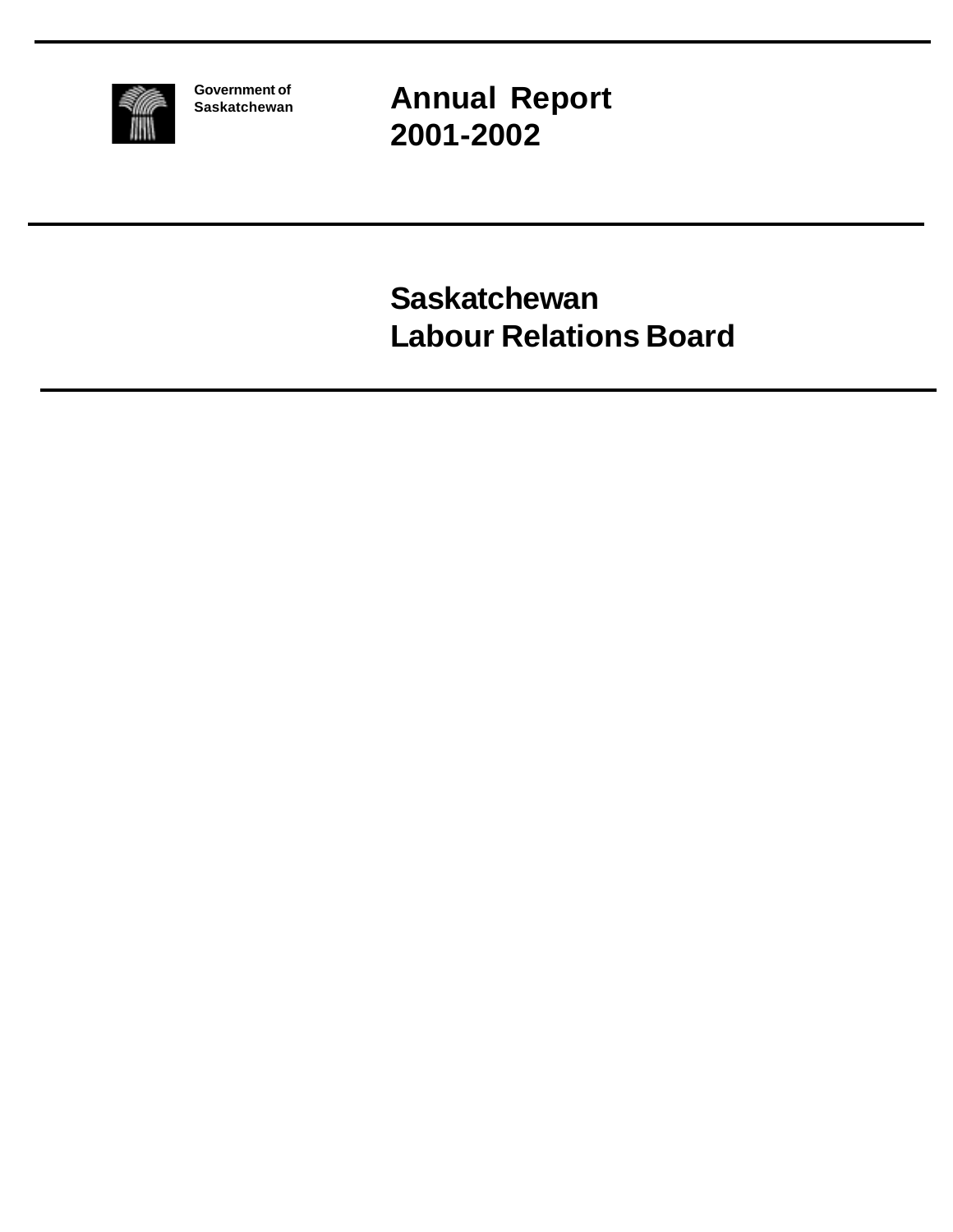Government of Saskatchewan

# Annual Report 2001-2002

# Saskatchewan Labour Relations Board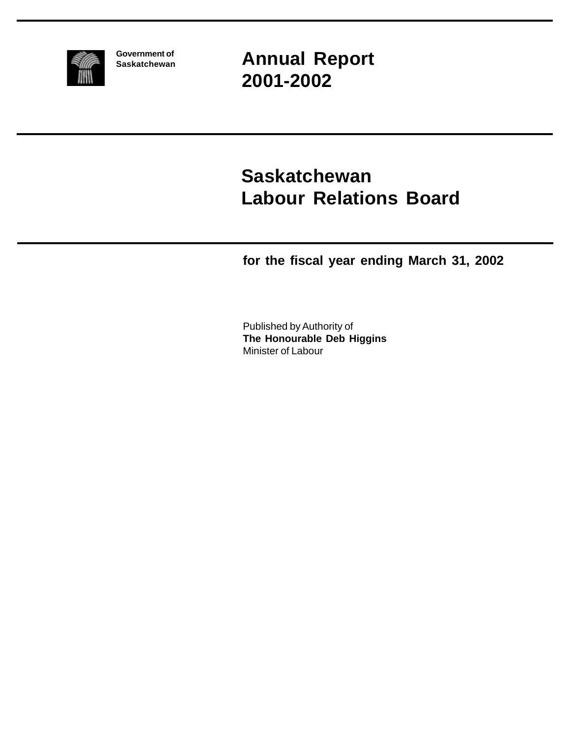**Government of Saskatchewan**

# Annual Report 2001-2002

# Saskatchewan Labour Relations Board

**for the fiscal year ending March 31, 2002**

Published by Authority of
**The Honourable Deb Higgins**
Minister of Labour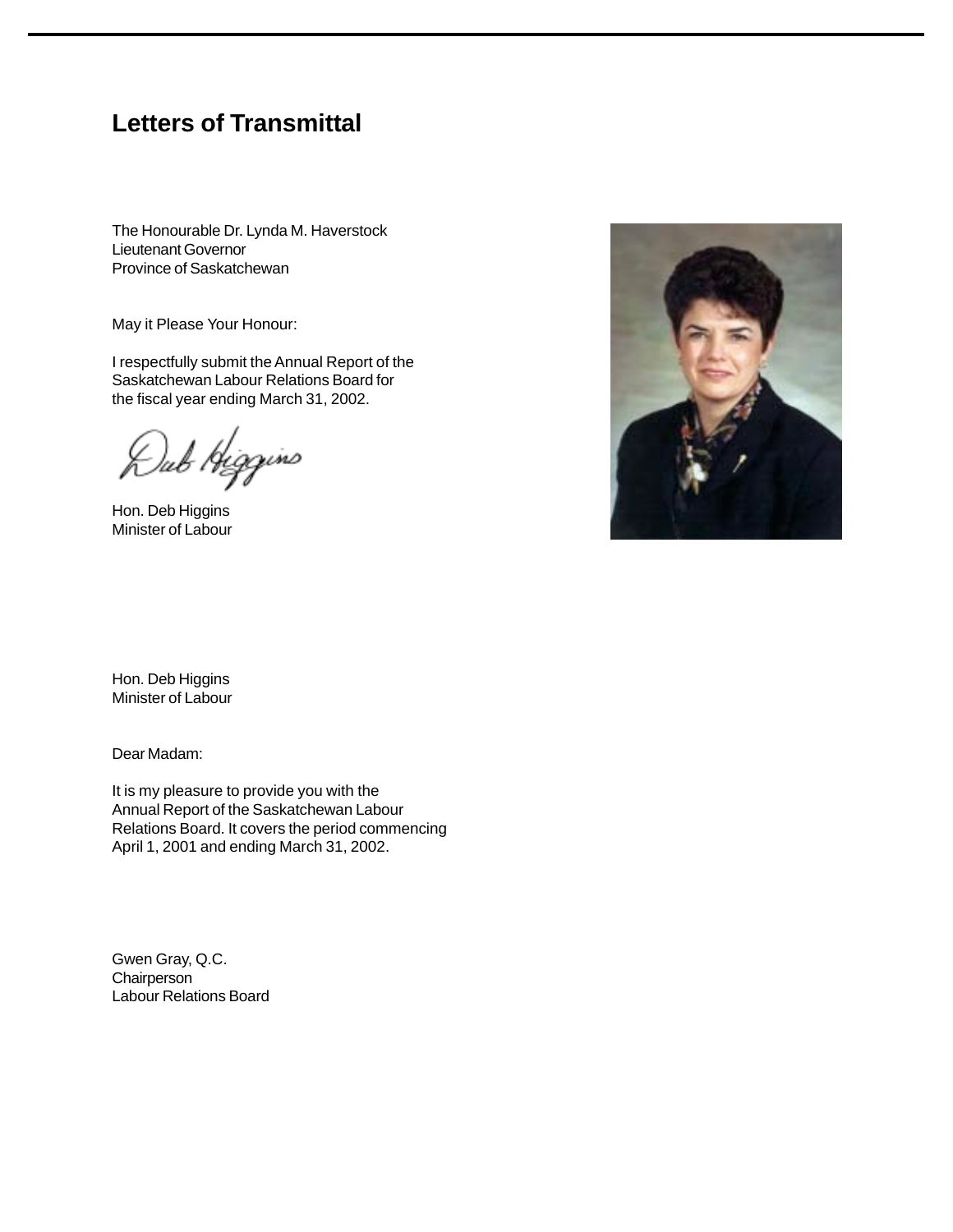# Letters of Transmittal

The Honourable Dr. Lynda M. Haverstock
Lieutenant Governor
Province of Saskatchewan

May it Please Your Honour:

I respectfully submit the Annual Report of the Saskatchewan Labour Relations Board for the fiscal year ending March 31, 2002.

Hon. Deb Higgins
Minister of Labour

Hon. Deb Higgins
Minister of Labour

Dear Madam:

It is my pleasure to provide you with the Annual Report of the Saskatchewan Labour Relations Board. It covers the period commencing April 1, 2001 and ending March 31, 2002.

Gwen Gray, Q.C.
Chairperson
Labour Relations Board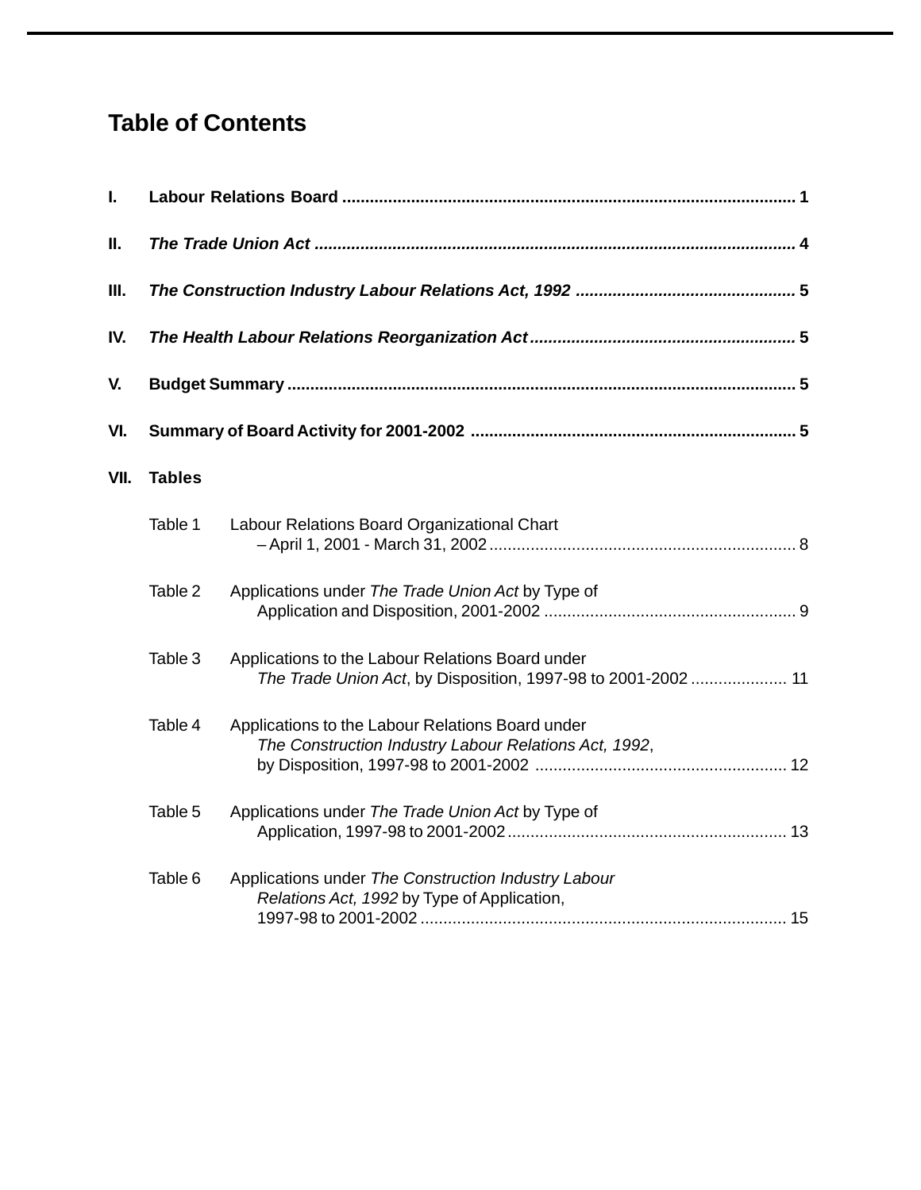## Table of Contents

**I. Labour Relations Board** .................................................................................................. **1**

**II. *The Trade Union Act*** ....................................................................................................... **4**

**III. *The Construction Industry Labour Relations Act, 1992*** ................................................ **5**

**IV. *The Health Labour Relations Reorganization Act*** ......................................................... **5**

**V. Budget Summary** .............................................................................................................. **5**

**VI. Summary of Board Activity for 2001-2002** ...................................................................... **5**

**VII. Tables**

Table 1 Labour Relations Board Organizational Chart
– April 1, 2001 - March 31, 2002 .................................................................. 8

Table 2 Applications under *The Trade Union Act* by Type of
Application and Disposition, 2001-2002 ...................................................... 9

Table 3 Applications to the Labour Relations Board under
*The Trade Union Act*, by Disposition, 1997-98 to 2001-2002 ..................... 11

Table 4 Applications to the Labour Relations Board under
*The Construction Industry Labour Relations Act, 1992*,
by Disposition, 1997-98 to 2001-2002 ...................................................... 12

Table 5 Applications under *The Trade Union Act* by Type of
Application, 1997-98 to 2001-2002 ............................................................ 13

Table 6 Applications under *The Construction Industry Labour
Relations Act, 1992* by Type of Application,
1997-98 to 2001-2002 ............................................................................... 15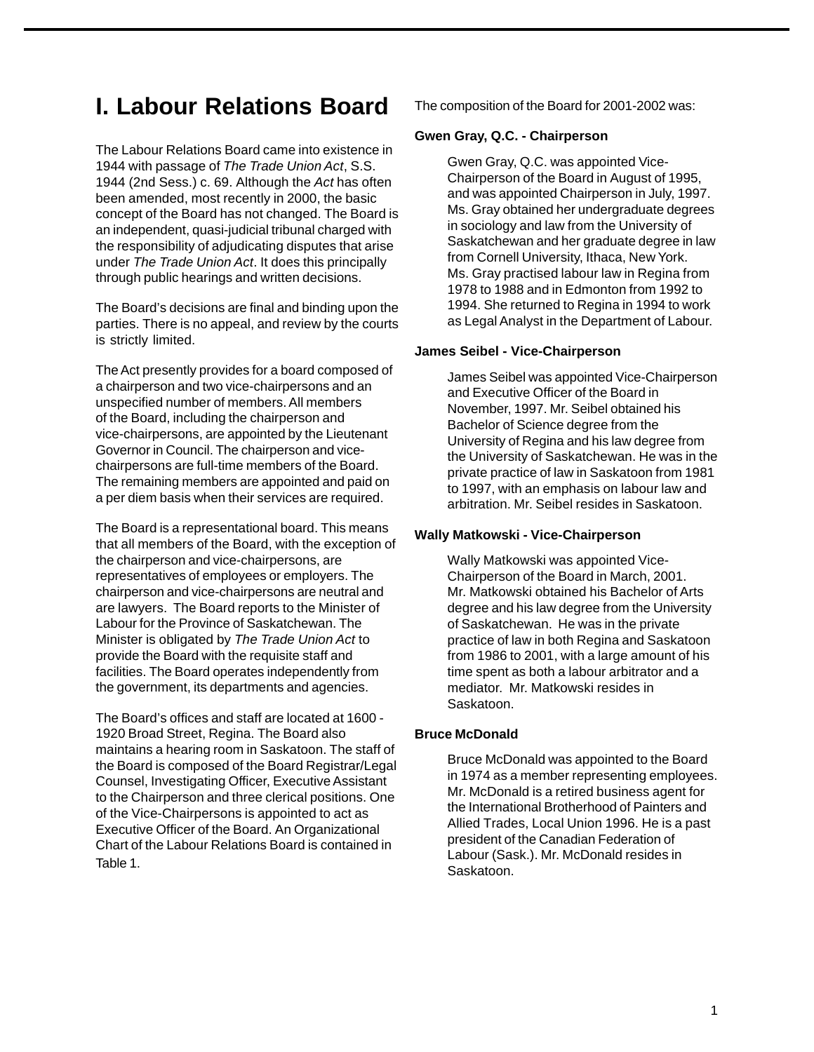# I. Labour Relations Board

The Labour Relations Board came into existence in 1944 with passage of *The Trade Union Act*, S.S. 1944 (2nd Sess.) c. 69. Although the *Act* has often been amended, most recently in 2000, the basic concept of the Board has not changed. The Board is an independent, quasi-judicial tribunal charged with the responsibility of adjudicating disputes that arise under *The Trade Union Act*. It does this principally through public hearings and written decisions.

The Board's decisions are final and binding upon the parties. There is no appeal, and review by the courts is strictly limited.

The Act presently provides for a board composed of a chairperson and two vice-chairpersons and an unspecified number of members. All members of the Board, including the chairperson and vice-chairpersons, are appointed by the Lieutenant Governor in Council. The chairperson and vice-chairpersons are full-time members of the Board. The remaining members are appointed and paid on a per diem basis when their services are required.

The Board is a representational board. This means that all members of the Board, with the exception of the chairperson and vice-chairpersons, are representatives of employees or employers. The chairperson and vice-chairpersons are neutral and are lawyers. The Board reports to the Minister of Labour for the Province of Saskatchewan. The Minister is obligated by *The Trade Union Act* to provide the Board with the requisite staff and facilities. The Board operates independently from the government, its departments and agencies.

The Board's offices and staff are located at 1600 - 1920 Broad Street, Regina. The Board also maintains a hearing room in Saskatoon. The staff of the Board is composed of the Board Registrar/Legal Counsel, Investigating Officer, Executive Assistant to the Chairperson and three clerical positions. One of the Vice-Chairpersons is appointed to act as Executive Officer of the Board. An Organizational Chart of the Labour Relations Board is contained in Table 1.

The composition of the Board for 2001-2002 was:

**Gwen Gray, Q.C. - Chairperson**

Gwen Gray, Q.C. was appointed Vice-Chairperson of the Board in August of 1995, and was appointed Chairperson in July, 1997. Ms. Gray obtained her undergraduate degrees in sociology and law from the University of Saskatchewan and her graduate degree in law from Cornell University, Ithaca, New York. Ms. Gray practised labour law in Regina from 1978 to 1988 and in Edmonton from 1992 to 1994. She returned to Regina in 1994 to work as Legal Analyst in the Department of Labour.

**James Seibel - Vice-Chairperson**

James Seibel was appointed Vice-Chairperson and Executive Officer of the Board in November, 1997. Mr. Seibel obtained his Bachelor of Science degree from the University of Regina and his law degree from the University of Saskatchewan. He was in the private practice of law in Saskatoon from 1981 to 1997, with an emphasis on labour law and arbitration. Mr. Seibel resides in Saskatoon.

**Wally Matkowski - Vice-Chairperson**

Wally Matkowski was appointed Vice-Chairperson of the Board in March, 2001. Mr. Matkowski obtained his Bachelor of Arts degree and his law degree from the University of Saskatchewan. He was in the private practice of law in both Regina and Saskatoon from 1986 to 2001, with a large amount of his time spent as both a labour arbitrator and a mediator. Mr. Matkowski resides in Saskatoon.

**Bruce McDonald**

Bruce McDonald was appointed to the Board in 1974 as a member representing employees. Mr. McDonald is a retired business agent for the International Brotherhood of Painters and Allied Trades, Local Union 1996. He is a past president of the Canadian Federation of Labour (Sask.). Mr. McDonald resides in Saskatoon.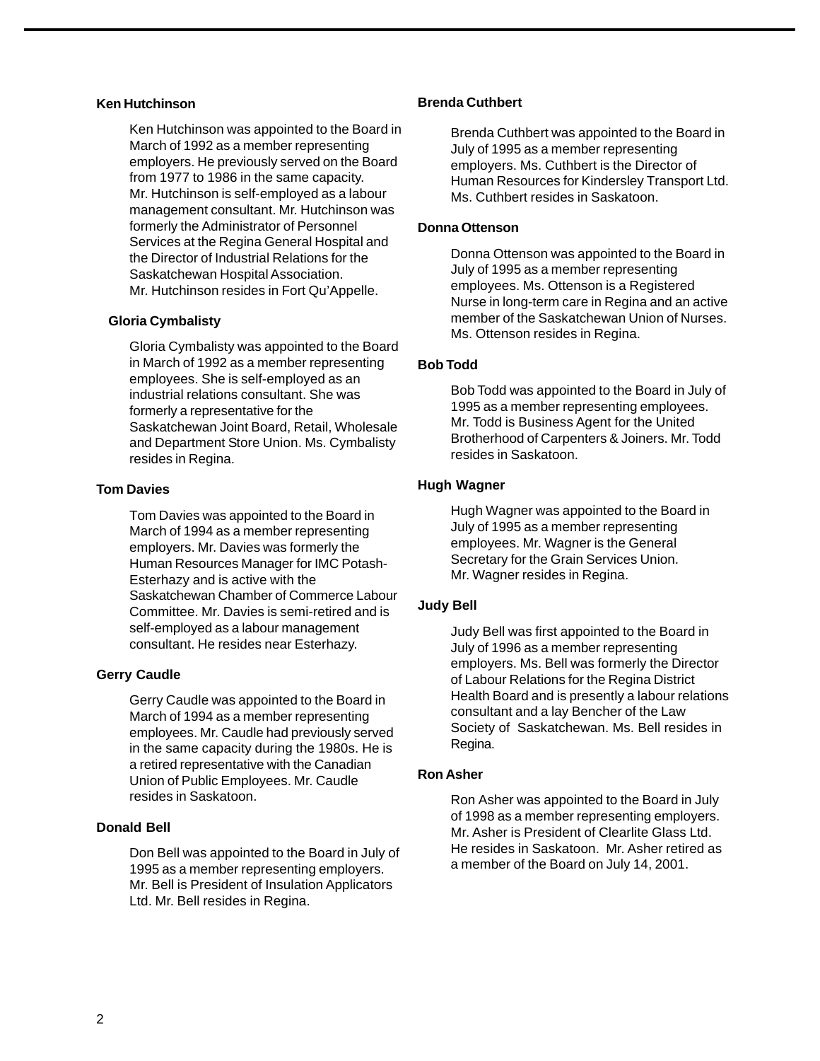### Ken Hutchinson

Ken Hutchinson was appointed to the Board in March of 1992 as a member representing employers. He previously served on the Board from 1977 to 1986 in the same capacity. Mr. Hutchinson is self-employed as a labour management consultant. Mr. Hutchinson was formerly the Administrator of Personnel Services at the Regina General Hospital and the Director of Industrial Relations for the Saskatchewan Hospital Association. Mr. Hutchinson resides in Fort Qu'Appelle.

### Gloria Cymbalisty

Gloria Cymbalisty was appointed to the Board in March of 1992 as a member representing employees. She is self-employed as an industrial relations consultant. She was formerly a representative for the Saskatchewan Joint Board, Retail, Wholesale and Department Store Union. Ms. Cymbalisty resides in Regina.

### Tom Davies

Tom Davies was appointed to the Board in March of 1994 as a member representing employers. Mr. Davies was formerly the Human Resources Manager for IMC Potash-Esterhazy and is active with the Saskatchewan Chamber of Commerce Labour Committee. Mr. Davies is semi-retired and is self-employed as a labour management consultant. He resides near Esterhazy.

### Gerry Caudle

Gerry Caudle was appointed to the Board in March of 1994 as a member representing employees. Mr. Caudle had previously served in the same capacity during the 1980s. He is a retired representative with the Canadian Union of Public Employees. Mr. Caudle resides in Saskatoon.

### Donald Bell

Don Bell was appointed to the Board in July of 1995 as a member representing employers. Mr. Bell is President of Insulation Applicators Ltd. Mr. Bell resides in Regina.

### Brenda Cuthbert

Brenda Cuthbert was appointed to the Board in July of 1995 as a member representing employers. Ms. Cuthbert is the Director of Human Resources for Kindersley Transport Ltd. Ms. Cuthbert resides in Saskatoon.

### Donna Ottenson

Donna Ottenson was appointed to the Board in July of 1995 as a member representing employees. Ms. Ottenson is a Registered Nurse in long-term care in Regina and an active member of the Saskatchewan Union of Nurses. Ms. Ottenson resides in Regina.

### Bob Todd

Bob Todd was appointed to the Board in July of 1995 as a member representing employees. Mr. Todd is Business Agent for the United Brotherhood of Carpenters & Joiners. Mr. Todd resides in Saskatoon.

### Hugh Wagner

Hugh Wagner was appointed to the Board in July of 1995 as a member representing employees. Mr. Wagner is the General Secretary for the Grain Services Union. Mr. Wagner resides in Regina.

### Judy Bell

Judy Bell was first appointed to the Board in July of 1996 as a member representing employers. Ms. Bell was formerly the Director of Labour Relations for the Regina District Health Board and is presently a labour relations consultant and a lay Bencher of the Law Society of Saskatchewan. Ms. Bell resides in Regina.

### Ron Asher

Ron Asher was appointed to the Board in July of 1998 as a member representing employers. Mr. Asher is President of Clearlite Glass Ltd. He resides in Saskatoon. Mr. Asher retired as a member of the Board on July 14, 2001.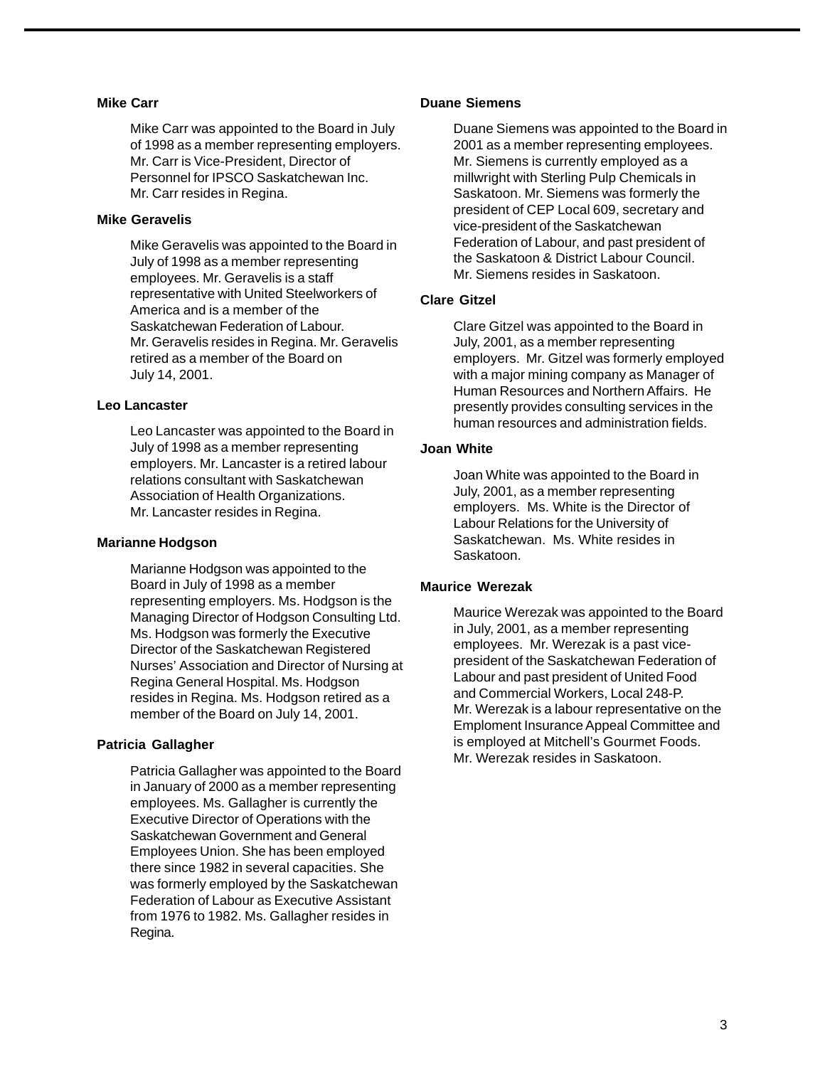### Mike Carr

Mike Carr was appointed to the Board in July of 1998 as a member representing employers. Mr. Carr is Vice-President, Director of Personnel for IPSCO Saskatchewan Inc. Mr. Carr resides in Regina.

### Mike Geravelis

Mike Geravelis was appointed to the Board in July of 1998 as a member representing employees. Mr. Geravelis is a staff representative with United Steelworkers of America and is a member of the Saskatchewan Federation of Labour. Mr. Geravelis resides in Regina. Mr. Geravelis retired as a member of the Board on July 14, 2001.

### Leo Lancaster

Leo Lancaster was appointed to the Board in July of 1998 as a member representing employers. Mr. Lancaster is a retired labour relations consultant with Saskatchewan Association of Health Organizations. Mr. Lancaster resides in Regina.

### Marianne Hodgson

Marianne Hodgson was appointed to the Board in July of 1998 as a member representing employers. Ms. Hodgson is the Managing Director of Hodgson Consulting Ltd. Ms. Hodgson was formerly the Executive Director of the Saskatchewan Registered Nurses' Association and Director of Nursing at Regina General Hospital. Ms. Hodgson resides in Regina. Ms. Hodgson retired as a member of the Board on July 14, 2001.

### Patricia Gallagher

Patricia Gallagher was appointed to the Board in January of 2000 as a member representing employees. Ms. Gallagher is currently the Executive Director of Operations with the Saskatchewan Government and General Employees Union. She has been employed there since 1982 in several capacities. She was formerly employed by the Saskatchewan Federation of Labour as Executive Assistant from 1976 to 1982. Ms. Gallagher resides in Regina.

### Duane Siemens

Duane Siemens was appointed to the Board in 2001 as a member representing employees. Mr. Siemens is currently employed as a millwright with Sterling Pulp Chemicals in Saskatoon. Mr. Siemens was formerly the president of CEP Local 609, secretary and vice-president of the Saskatchewan Federation of Labour, and past president of the Saskatoon & District Labour Council. Mr. Siemens resides in Saskatoon.

### Clare Gitzel

Clare Gitzel was appointed to the Board in July, 2001, as a member representing employers. Mr. Gitzel was formerly employed with a major mining company as Manager of Human Resources and Northern Affairs. He presently provides consulting services in the human resources and administration fields.

### Joan White

Joan White was appointed to the Board in July, 2001, as a member representing employers. Ms. White is the Director of Labour Relations for the University of Saskatchewan. Ms. White resides in Saskatoon.

### Maurice Werezak

Maurice Werezak was appointed to the Board in July, 2001, as a member representing employees. Mr. Werezak is a past vice-president of the Saskatchewan Federation of Labour and past president of United Food and Commercial Workers, Local 248-P. Mr. Werezak is a labour representative on the Emploment Insurance Appeal Committee and is employed at Mitchell's Gourmet Foods. Mr. Werezak resides in Saskatoon.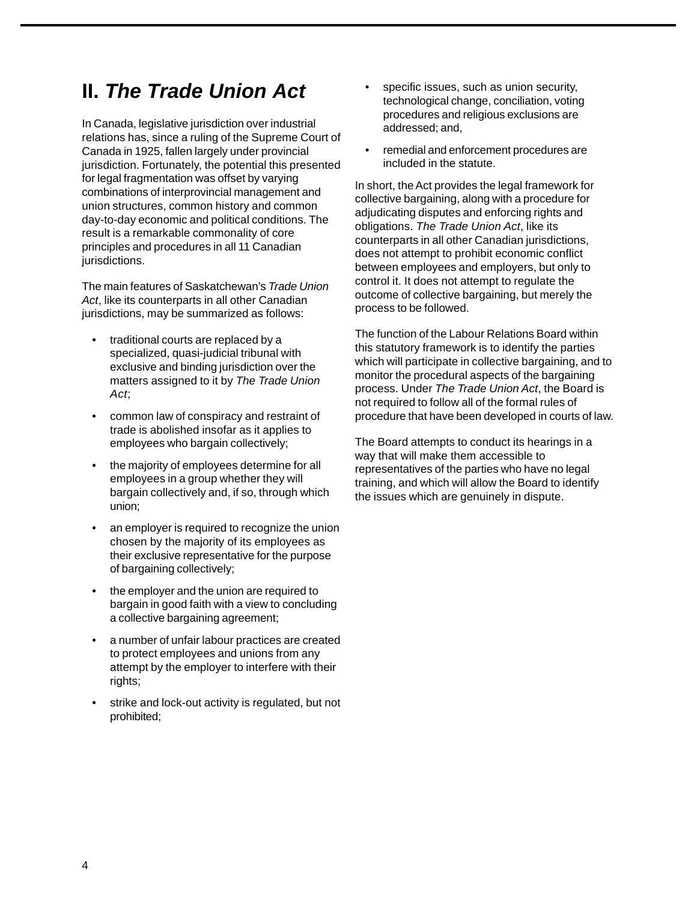## II. *The Trade Union Act*

In Canada, legislative jurisdiction over industrial relations has, since a ruling of the Supreme Court of Canada in 1925, fallen largely under provincial jurisdiction. Fortunately, the potential this presented for legal fragmentation was offset by varying combinations of interprovincial management and union structures, common history and common day-to-day economic and political conditions. The result is a remarkable commonality of core principles and procedures in all 11 Canadian jurisdictions.

The main features of Saskatchewan's *Trade Union Act*, like its counterparts in all other Canadian jurisdictions, may be summarized as follows:

- traditional courts are replaced by a specialized, quasi-judicial tribunal with exclusive and binding jurisdiction over the matters assigned to it by *The Trade Union Act*;
- common law of conspiracy and restraint of trade is abolished insofar as it applies to employees who bargain collectively;
- the majority of employees determine for all employees in a group whether they will bargain collectively and, if so, through which union;
- an employer is required to recognize the union chosen by the majority of its employees as their exclusive representative for the purpose of bargaining collectively;
- the employer and the union are required to bargain in good faith with a view to concluding a collective bargaining agreement;
- a number of unfair labour practices are created to protect employees and unions from any attempt by the employer to interfere with their rights;
- strike and lock-out activity is regulated, but not prohibited;
- specific issues, such as union security, technological change, conciliation, voting procedures and religious exclusions are addressed; and,
- remedial and enforcement procedures are included in the statute.

In short, the Act provides the legal framework for collective bargaining, along with a procedure for adjudicating disputes and enforcing rights and obligations. *The Trade Union Act*, like its counterparts in all other Canadian jurisdictions, does not attempt to prohibit economic conflict between employees and employers, but only to control it. It does not attempt to regulate the outcome of collective bargaining, but merely the process to be followed.

The function of the Labour Relations Board within this statutory framework is to identify the parties which will participate in collective bargaining, and to monitor the procedural aspects of the bargaining process. Under *The Trade Union Act*, the Board is not required to follow all of the formal rules of procedure that have been developed in courts of law.

The Board attempts to conduct its hearings in a way that will make them accessible to representatives of the parties who have no legal training, and which will allow the Board to identify the issues which are genuinely in dispute.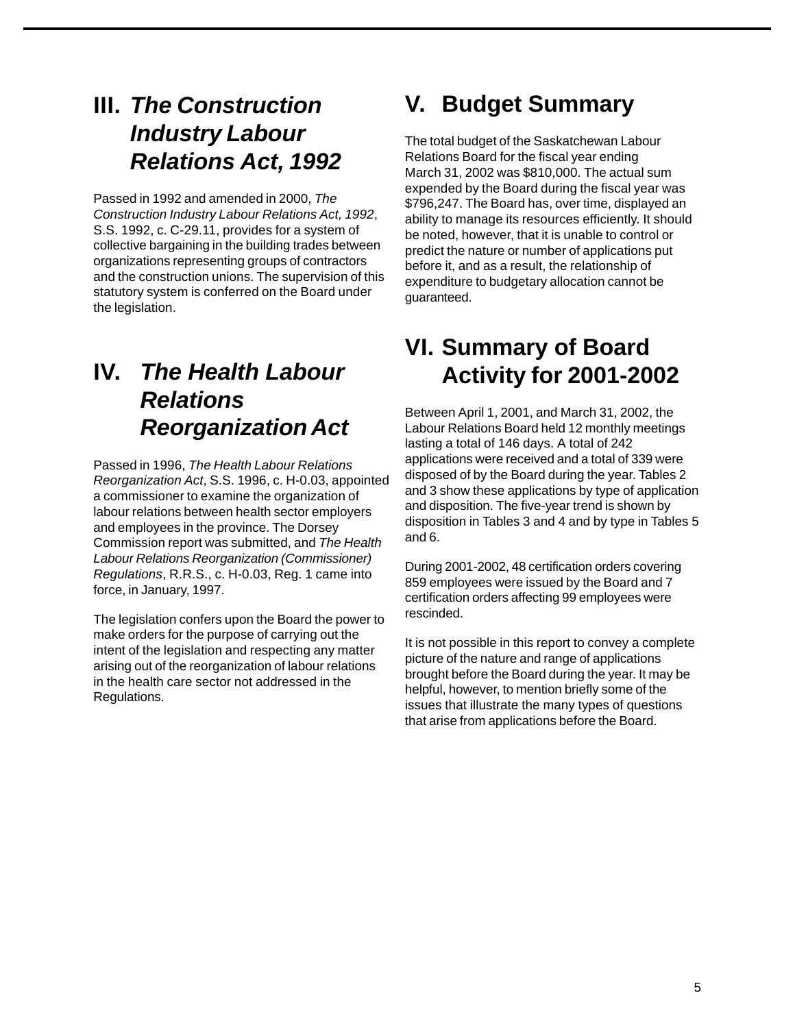## III. *The Construction Industry Labour Relations Act, 1992*

Passed in 1992 and amended in 2000, *The Construction Industry Labour Relations Act, 1992*, S.S. 1992, c. C-29.11, provides for a system of collective bargaining in the building trades between organizations representing groups of contractors and the construction unions. The supervision of this statutory system is conferred on the Board under the legislation.

## IV. *The Health Labour Relations Reorganization Act*

Passed in 1996, *The Health Labour Relations Reorganization Act*, S.S. 1996, c. H-0.03, appointed a commissioner to examine the organization of labour relations between health sector employers and employees in the province. The Dorsey Commission report was submitted, and *The Health Labour Relations Reorganization (Commissioner) Regulations*, R.R.S., c. H-0.03, Reg. 1 came into force, in January, 1997.

The legislation confers upon the Board the power to make orders for the purpose of carrying out the intent of the legislation and respecting any matter arising out of the reorganization of labour relations in the health care sector not addressed in the Regulations.

## V. Budget Summary

The total budget of the Saskatchewan Labour Relations Board for the fiscal year ending March 31, 2002 was $810,000. The actual sum expended by the Board during the fiscal year was $796,247. The Board has, over time, displayed an ability to manage its resources efficiently. It should be noted, however, that it is unable to control or predict the nature or number of applications put before it, and as a result, the relationship of expenditure to budgetary allocation cannot be guaranteed.

## VI. Summary of Board Activity for 2001-2002

Between April 1, 2001, and March 31, 2002, the Labour Relations Board held 12 monthly meetings lasting a total of 146 days. A total of 242 applications were received and a total of 339 were disposed of by the Board during the year. Tables 2 and 3 show these applications by type of application and disposition. The five-year trend is shown by disposition in Tables 3 and 4 and by type in Tables 5 and 6.

During 2001-2002, 48 certification orders covering 859 employees were issued by the Board and 7 certification orders affecting 99 employees were rescinded.

It is not possible in this report to convey a complete picture of the nature and range of applications brought before the Board during the year. It may be helpful, however, to mention briefly some of the issues that illustrate the many types of questions that arise from applications before the Board.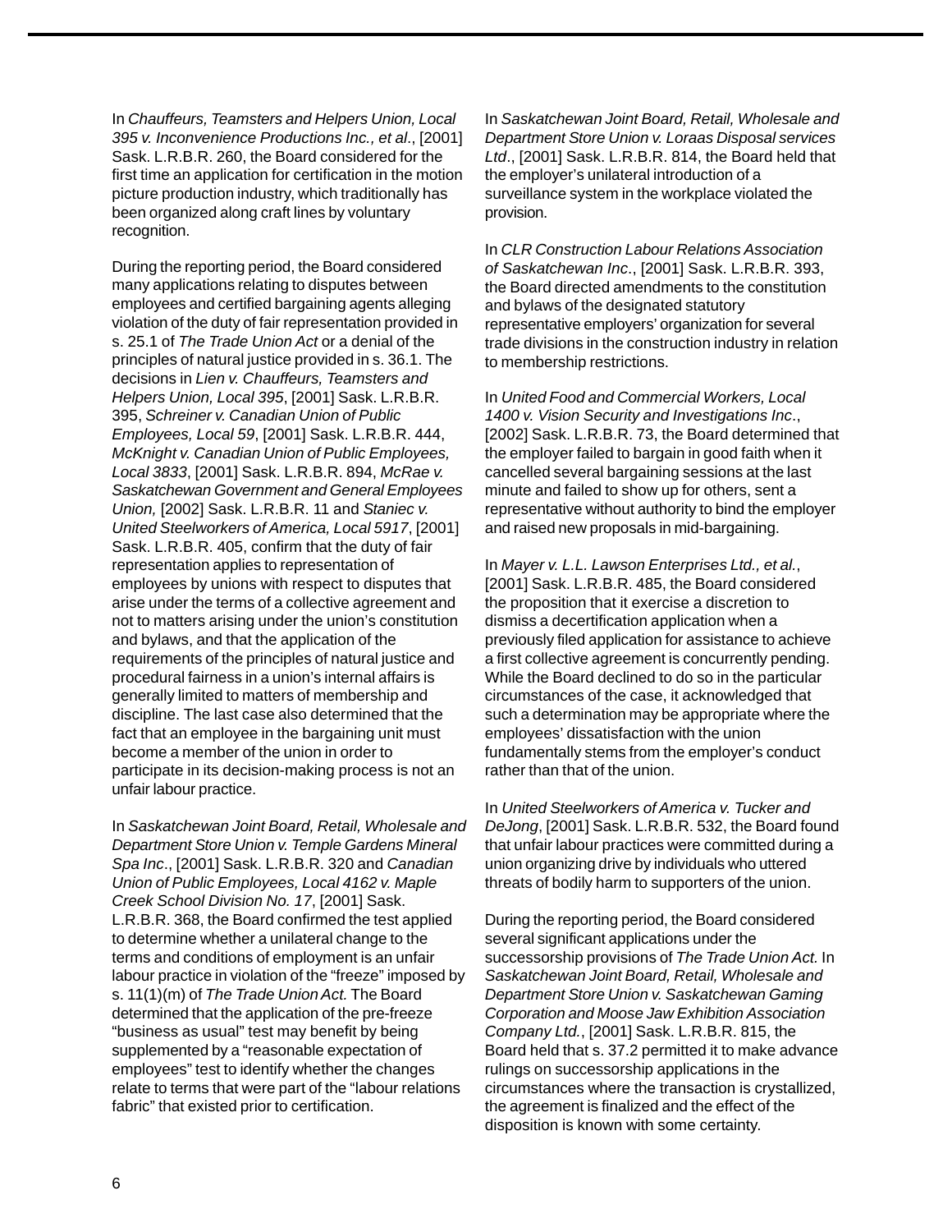In *Chauffeurs, Teamsters and Helpers Union, Local 395 v. Inconvenience Productions Inc., et al*., [2001] Sask. L.R.B.R. 260, the Board considered for the first time an application for certification in the motion picture production industry, which traditionally has been organized along craft lines by voluntary recognition.

During the reporting period, the Board considered many applications relating to disputes between employees and certified bargaining agents alleging violation of the duty of fair representation provided in s. 25.1 of *The Trade Union Act* or a denial of the principles of natural justice provided in s. 36.1. The decisions in *Lien v. Chauffeurs, Teamsters and Helpers Union, Local 395*, [2001] Sask. L.R.B.R. 395, *Schreiner v. Canadian Union of Public Employees, Local 59*, [2001] Sask. L.R.B.R. 444, *McKnight v. Canadian Union of Public Employees, Local 3833*, [2001] Sask. L.R.B.R. 894, *McRae v. Saskatchewan Government and General Employees Union,* [2002] Sask. L.R.B.R. 11 and *Staniec v. United Steelworkers of America, Local 5917*, [2001] Sask. L.R.B.R. 405, confirm that the duty of fair representation applies to representation of employees by unions with respect to disputes that arise under the terms of a collective agreement and not to matters arising under the union's constitution and bylaws, and that the application of the requirements of the principles of natural justice and procedural fairness in a union's internal affairs is generally limited to matters of membership and discipline. The last case also determined that the fact that an employee in the bargaining unit must become a member of the union in order to participate in its decision-making process is not an unfair labour practice.

In *Saskatchewan Joint Board, Retail, Wholesale and Department Store Union v. Temple Gardens Mineral Spa Inc*., [2001] Sask. L.R.B.R. 320 and *Canadian Union of Public Employees, Local 4162 v. Maple Creek School Division No. 17*, [2001] Sask. L.R.B.R. 368, the Board confirmed the test applied to determine whether a unilateral change to the terms and conditions of employment is an unfair labour practice in violation of the "freeze" imposed by s. 11(1)(m) of *The Trade Union Act.* The Board determined that the application of the pre-freeze "business as usual" test may benefit by being supplemented by a "reasonable expectation of employees" test to identify whether the changes relate to terms that were part of the "labour relations fabric" that existed prior to certification.

In *Saskatchewan Joint Board, Retail, Wholesale and Department Store Union v. Loraas Disposal services Ltd*., [2001] Sask. L.R.B.R. 814, the Board held that the employer's unilateral introduction of a surveillance system in the workplace violated the provision.

In *CLR Construction Labour Relations Association of Saskatchewan Inc*., [2001] Sask. L.R.B.R. 393, the Board directed amendments to the constitution and bylaws of the designated statutory representative employers' organization for several trade divisions in the construction industry in relation to membership restrictions.

In *United Food and Commercial Workers, Local 1400 v. Vision Security and Investigations Inc*., [2002] Sask. L.R.B.R. 73, the Board determined that the employer failed to bargain in good faith when it cancelled several bargaining sessions at the last minute and failed to show up for others, sent a representative without authority to bind the employer and raised new proposals in mid-bargaining.

In *Mayer v. L.L. Lawson Enterprises Ltd., et al.*, [2001] Sask. L.R.B.R. 485, the Board considered the proposition that it exercise a discretion to dismiss a decertification application when a previously filed application for assistance to achieve a first collective agreement is concurrently pending. While the Board declined to do so in the particular circumstances of the case, it acknowledged that such a determination may be appropriate where the employees' dissatisfaction with the union fundamentally stems from the employer's conduct rather than that of the union.

In *United Steelworkers of America v. Tucker and DeJong*, [2001] Sask. L.R.B.R. 532, the Board found that unfair labour practices were committed during a union organizing drive by individuals who uttered threats of bodily harm to supporters of the union.

During the reporting period, the Board considered several significant applications under the successorship provisions of *The Trade Union Act.* In *Saskatchewan Joint Board, Retail, Wholesale and Department Store Union v. Saskatchewan Gaming Corporation and Moose Jaw Exhibition Association Company Ltd.*, [2001] Sask. L.R.B.R. 815, the Board held that s. 37.2 permitted it to make advance rulings on successorship applications in the circumstances where the transaction is crystallized, the agreement is finalized and the effect of the disposition is known with some certainty.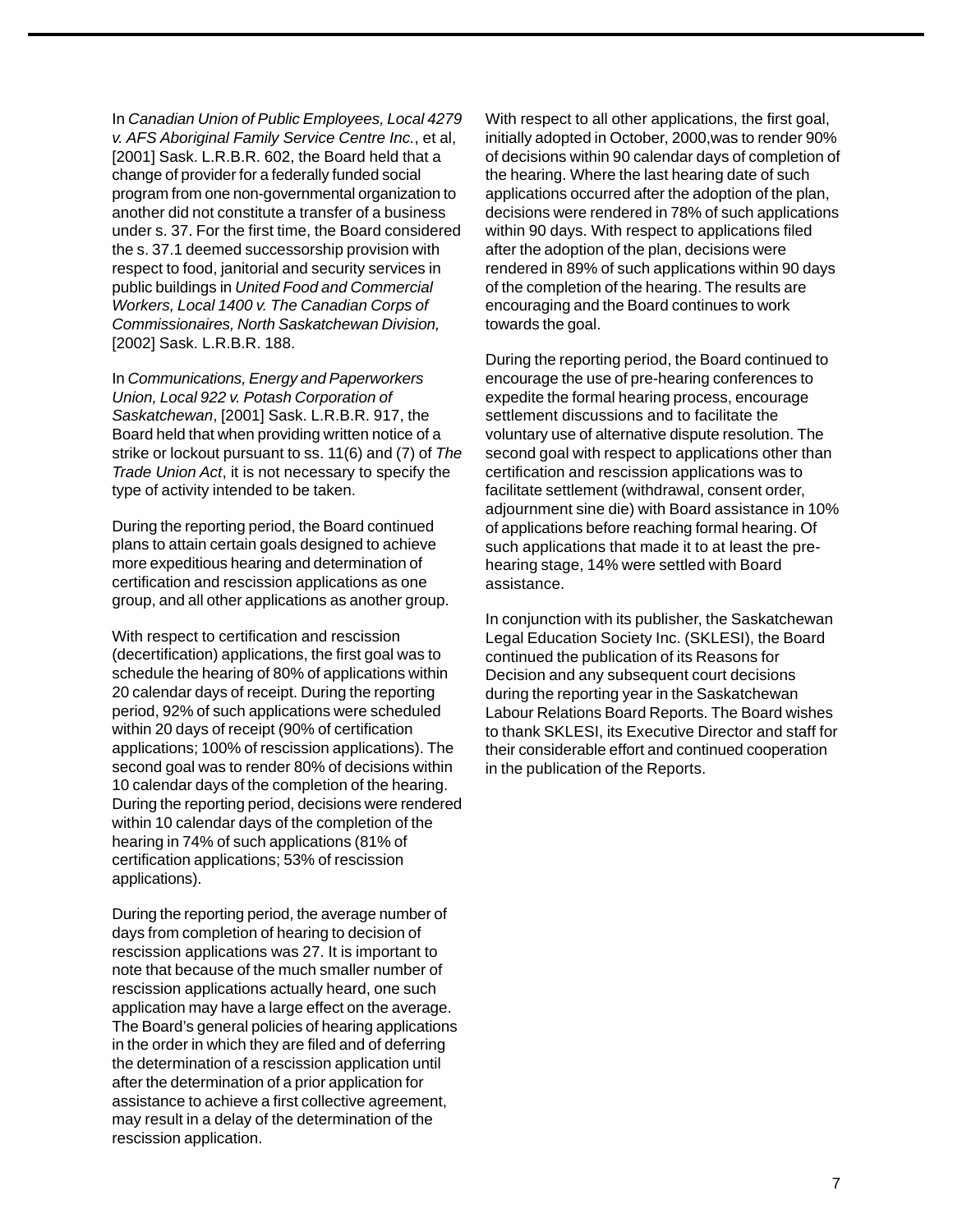In *Canadian Union of Public Employees, Local 4279 v. AFS Aboriginal Family Service Centre Inc.*, et al, [2001] Sask. L.R.B.R. 602, the Board held that a change of provider for a federally funded social program from one non-governmental organization to another did not constitute a transfer of a business under s. 37. For the first time, the Board considered the s. 37.1 deemed successorship provision with respect to food, janitorial and security services in public buildings in *United Food and Commercial Workers, Local 1400 v. The Canadian Corps of Commissionaires, North Saskatchewan Division,* [2002] Sask. L.R.B.R. 188.

In *Communications, Energy and Paperworkers Union, Local 922 v. Potash Corporation of Saskatchewan*, [2001] Sask. L.R.B.R. 917, the Board held that when providing written notice of a strike or lockout pursuant to ss. 11(6) and (7) of *The Trade Union Act*, it is not necessary to specify the type of activity intended to be taken.

During the reporting period, the Board continued plans to attain certain goals designed to achieve more expeditious hearing and determination of certification and rescission applications as one group, and all other applications as another group.

With respect to certification and rescission (decertification) applications, the first goal was to schedule the hearing of 80% of applications within 20 calendar days of receipt. During the reporting period, 92% of such applications were scheduled within 20 days of receipt (90% of certification applications; 100% of rescission applications). The second goal was to render 80% of decisions within 10 calendar days of the completion of the hearing. During the reporting period, decisions were rendered within 10 calendar days of the completion of the hearing in 74% of such applications (81% of certification applications; 53% of rescission applications).

During the reporting period, the average number of days from completion of hearing to decision of rescission applications was 27. It is important to note that because of the much smaller number of rescission applications actually heard, one such application may have a large effect on the average. The Board's general policies of hearing applications in the order in which they are filed and of deferring the determination of a rescission application until after the determination of a prior application for assistance to achieve a first collective agreement, may result in a delay of the determination of the rescission application.

With respect to all other applications, the first goal, initially adopted in October, 2000,was to render 90% of decisions within 90 calendar days of completion of the hearing. Where the last hearing date of such applications occurred after the adoption of the plan, decisions were rendered in 78% of such applications within 90 days. With respect to applications filed after the adoption of the plan, decisions were rendered in 89% of such applications within 90 days of the completion of the hearing. The results are encouraging and the Board continues to work towards the goal.

During the reporting period, the Board continued to encourage the use of pre-hearing conferences to expedite the formal hearing process, encourage settlement discussions and to facilitate the voluntary use of alternative dispute resolution. The second goal with respect to applications other than certification and rescission applications was to facilitate settlement (withdrawal, consent order, adjournment sine die) with Board assistance in 10% of applications before reaching formal hearing. Of such applications that made it to at least the pre-hearing stage, 14% were settled with Board assistance.

In conjunction with its publisher, the Saskatchewan Legal Education Society Inc. (SKLESI), the Board continued the publication of its Reasons for Decision and any subsequent court decisions during the reporting year in the Saskatchewan Labour Relations Board Reports. The Board wishes to thank SKLESI, its Executive Director and staff for their considerable effort and continued cooperation in the publication of the Reports.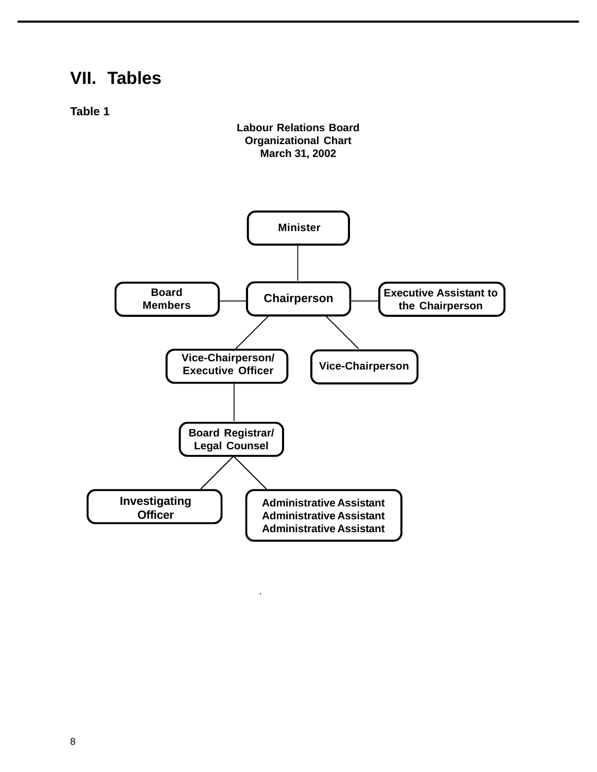## VII. Tables

**Table 1**

**Labour Relations Board**
**Organizational Chart**
**March 31, 2002**

- Minister
  - Chairperson
    - Board Members
    - Executive Assistant to the Chairperson
    - Vice-Chairperson/ Executive Officer
      - Board Registrar/ Legal Counsel
        - Investigating Officer
        - Administrative Assistant
        - Administrative Assistant
        - Administrative Assistant
    - Vice-Chairperson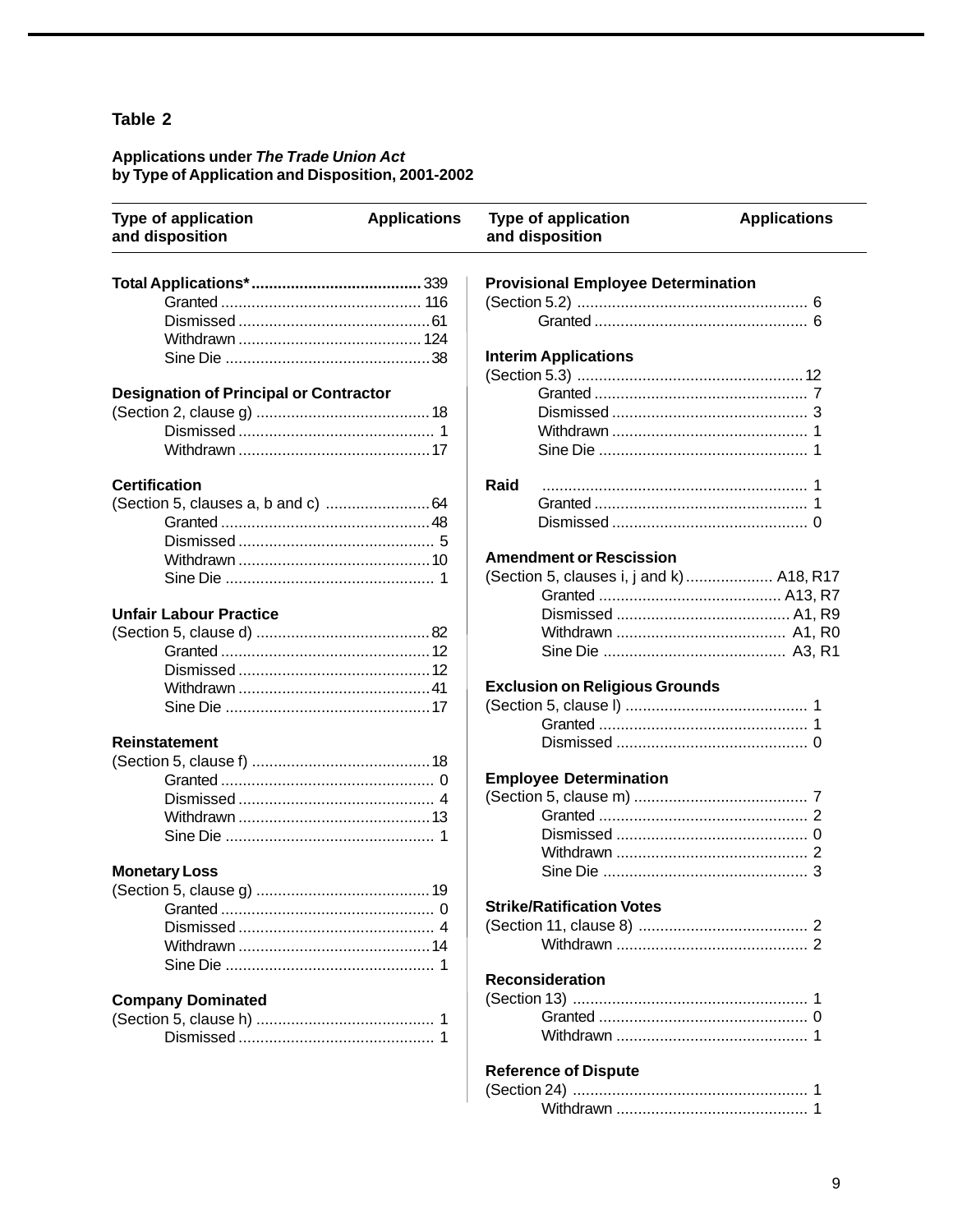## Table 2

**Applications under *The Trade Union Act***
**by Type of Application and Disposition, 2001-2002**

| Type of application and disposition | Applications |
|---|---|
| **Total Applications*** | **339** |
| Granted | 116 |
| Dismissed | 61 |
| Withdrawn | 124 |
| Sine Die | 38 |
| **Designation of Principal or Contractor** | |
| (Section 2, clause g) | 18 |
| Dismissed | 1 |
| Withdrawn | 17 |
| **Certification** | |
| (Section 5, clauses a, b and c) | 64 |
| Granted | 48 |
| Dismissed | 5 |
| Withdrawn | 10 |
| Sine Die | 1 |
| **Unfair Labour Practice** | |
| (Section 5, clause d) | 82 |
| Granted | 12 |
| Dismissed | 12 |
| Withdrawn | 41 |
| Sine Die | 17 |
| **Reinstatement** | |
| (Section 5, clause f) | 18 |
| Granted | 0 |
| Dismissed | 4 |
| Withdrawn | 13 |
| Sine Die | 1 |
| **Monetary Loss** | |
| (Section 5, clause g) | 19 |
| Granted | 0 |
| Dismissed | 4 |
| Withdrawn | 14 |
| Sine Die | 1 |
| **Company Dominated** | |
| (Section 5, clause h) | 1 |
| Dismissed | 1 |
| **Provisional Employee Determination** | |
| (Section 5.2) | 6 |
| Granted | 6 |
| **Interim Applications** | |
| (Section 5.3) | 12 |
| Granted | 7 |
| Dismissed | 3 |
| Withdrawn | 1 |
| Sine Die | 1 |
| **Raid** | 1 |
| Granted | 1 |
| Dismissed | 0 |
| **Amendment or Rescission** | |
| (Section 5, clauses i, j and k) | A18, R17 |
| Granted | A13, R7 |
| Dismissed | A1, R9 |
| Withdrawn | A1, R0 |
| Sine Die | A3, R1 |
| **Exclusion on Religious Grounds** | |
| (Section 5, clause l) | 1 |
| Granted | 1 |
| Dismissed | 0 |
| **Employee Determination** | |
| (Section 5, clause m) | 7 |
| Granted | 2 |
| Dismissed | 0 |
| Withdrawn | 2 |
| Sine Die | 3 |
| **Strike/Ratification Votes** | |
| (Section 11, clause 8) | 2 |
| Withdrawn | 2 |
| **Reconsideration** | |
| (Section 13) | 1 |
| Granted | 0 |
| Withdrawn | 1 |
| **Reference of Dispute** | |
| (Section 24) | 1 |
| Withdrawn | 1 |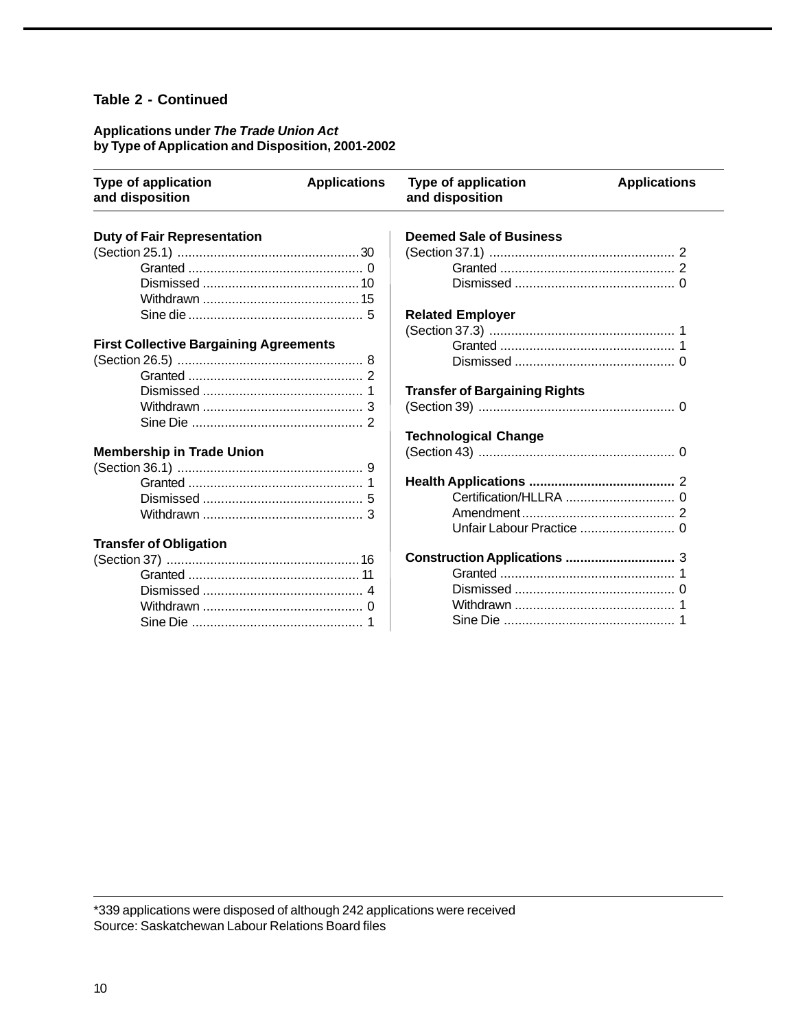### Table 2 - Continued

**Applications under *The Trade Union Act***
**by Type of Application and Disposition, 2001-2002**

| Type of application and disposition | Applications |
|---|---|
| **Duty of Fair Representation** | |
| (Section 25.1) | 30 |
| Granted | 0 |
| Dismissed | 10 |
| Withdrawn | 15 |
| Sine die | 5 |
| **First Collective Bargaining Agreements** | |
| (Section 26.5) | 8 |
| Granted | 2 |
| Dismissed | 1 |
| Withdrawn | 3 |
| Sine Die | 2 |
| **Membership in Trade Union** | |
| (Section 36.1) | 9 |
| Granted | 1 |
| Dismissed | 5 |
| Withdrawn | 3 |
| **Transfer of Obligation** | |
| (Section 37) | 16 |
| Granted | 11 |
| Dismissed | 4 |
| Withdrawn | 0 |
| Sine Die | 1 |
| **Deemed Sale of Business** | |
| (Section 37.1) | 2 |
| Granted | 2 |
| Dismissed | 0 |
| **Related Employer** | |
| (Section 37.3) | 1 |
| Granted | 1 |
| Dismissed | 0 |
| **Transfer of Bargaining Rights** | |
| (Section 39) | 0 |
| **Technological Change** | |
| (Section 43) | 0 |
| **Health Applications** | **2** |
| Certification/HLLRA | 0 |
| Amendment | 2 |
| Unfair Labour Practice | 0 |
| **Construction Applications** | **3** |
| Granted | 1 |
| Dismissed | 0 |
| Withdrawn | 1 |
| Sine Die | 1 |

*339 applications were disposed of although 242 applications were received
Source: Saskatchewan Labour Relations Board files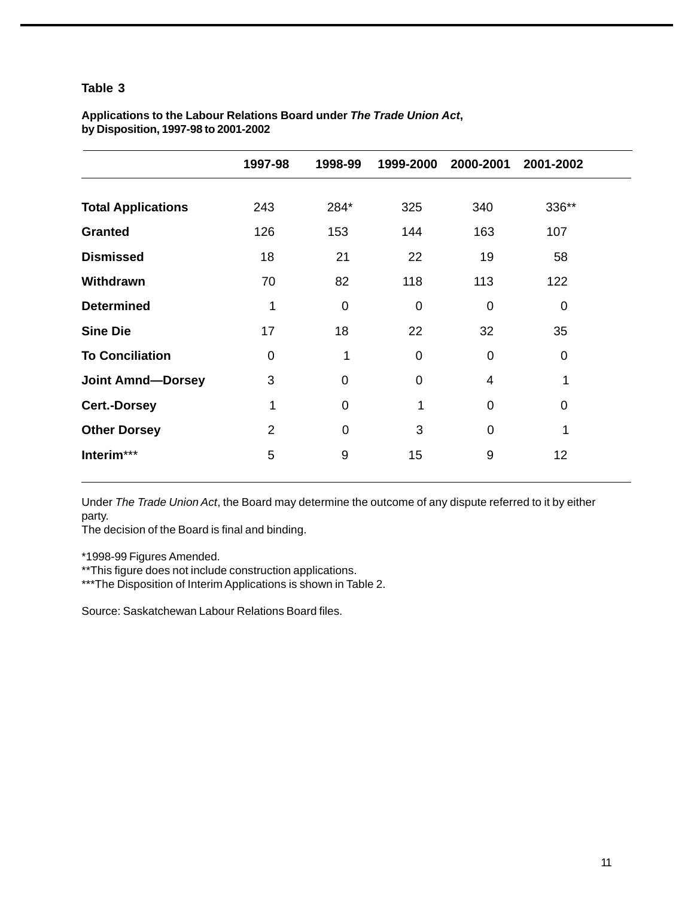**Table 3**

**Applications to the Labour Relations Board under *The Trade Union Act*, by Disposition, 1997-98 to 2001-2002**

| | 1997-98 | 1998-99 | 1999-2000 | 2000-2001 | 2001-2002 |
|---|---|---|---|---|---|
| **Total Applications** | 243 | 284* | 325 | 340 | 336** |
| **Granted** | 126 | 153 | 144 | 163 | 107 |
| **Dismissed** | 18 | 21 | 22 | 19 | 58 |
| **Withdrawn** | 70 | 82 | 118 | 113 | 122 |
| **Determined** | 1 | 0 | 0 | 0 | 0 |
| **Sine Die** | 17 | 18 | 22 | 32 | 35 |
| **To Conciliation** | 0 | 1 | 0 | 0 | 0 |
| **Joint Amnd—Dorsey** | 3 | 0 | 0 | 4 | 1 |
| **Cert.-Dorsey** | 1 | 0 | 1 | 0 | 0 |
| **Other Dorsey** | 2 | 0 | 3 | 0 | 1 |
| **Interim***** | 5 | 9 | 15 | 9 | 12 |

Under *The Trade Union Act*, the Board may determine the outcome of any dispute referred to it by either party.
The decision of the Board is final and binding.

*1998-99 Figures Amended.
**This figure does not include construction applications.
***The Disposition of Interim Applications is shown in Table 2.

Source: Saskatchewan Labour Relations Board files.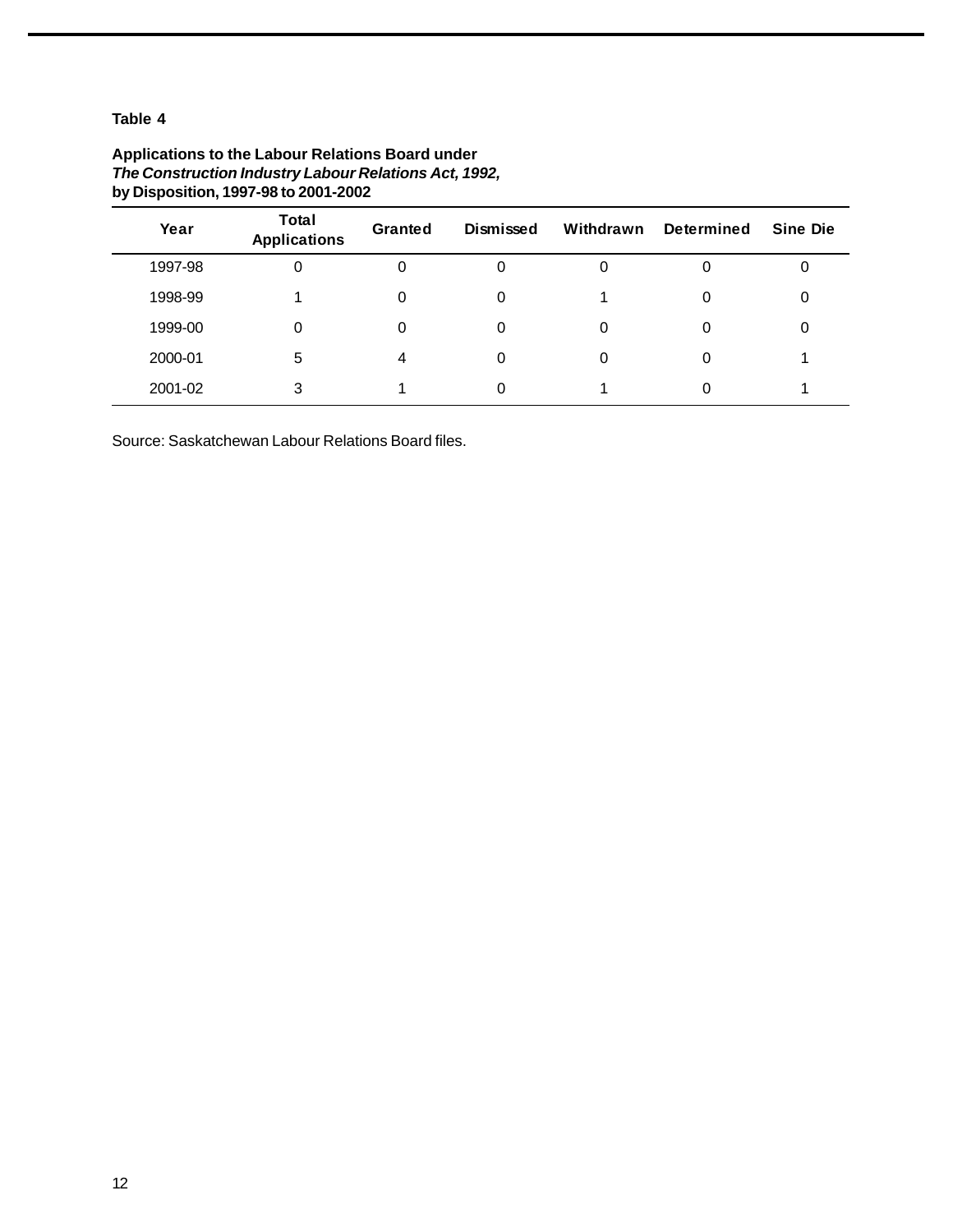**Table 4**

**Applications to the Labour Relations Board under**
***The Construction Industry Labour Relations Act, 1992,***
**by Disposition, 1997-98 to 2001-2002**

| Year | Total Applications | Granted | Dismissed | Withdrawn | Determined | Sine Die |
|---|---|---|---|---|---|---|
| 1997-98 | 0 | 0 | 0 | 0 | 0 | 0 |
| 1998-99 | 1 | 0 | 0 | 1 | 0 | 0 |
| 1999-00 | 0 | 0 | 0 | 0 | 0 | 0 |
| 2000-01 | 5 | 4 | 0 | 0 | 0 | 1 |
| 2001-02 | 3 | 1 | 0 | 1 | 0 | 1 |

Source: Saskatchewan Labour Relations Board files.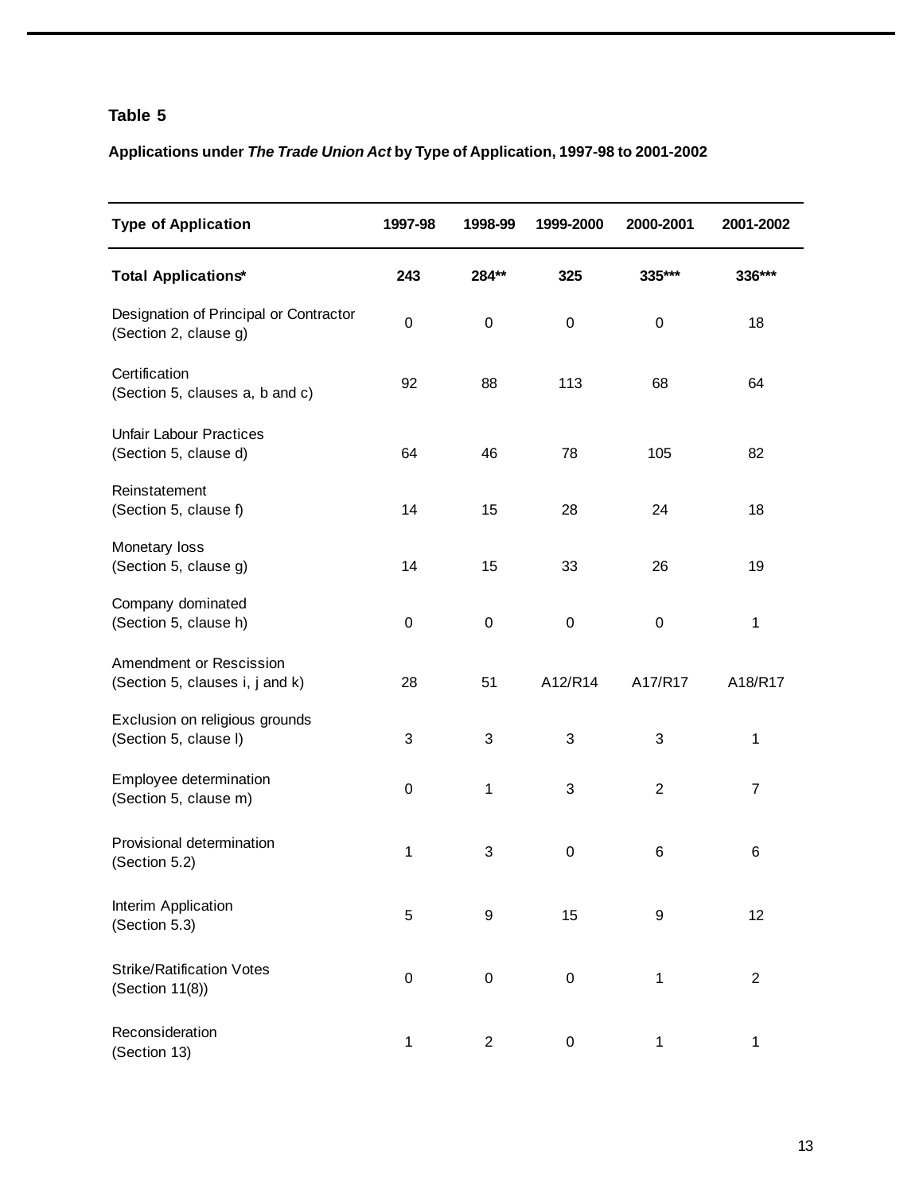## Table 5

**Applications under *The Trade Union Act* by Type of Application, 1997-98 to 2001-2002**

| Type of Application | 1997-98 | 1998-99 | 1999-2000 | 2000-2001 | 2001-2002 |
|---|---|---|---|---|---|
| **Total Applications*** | **243** | **284**** | **325** | **335***** | **336***** |
| Designation of Principal or Contractor (Section 2, clause g) | 0 | 0 | 0 | 0 | 18 |
| Certification (Section 5, clauses a, b and c) | 92 | 88 | 113 | 68 | 64 |
| Unfair Labour Practices (Section 5, clause d) | 64 | 46 | 78 | 105 | 82 |
| Reinstatement (Section 5, clause f) | 14 | 15 | 28 | 24 | 18 |
| Monetary loss (Section 5, clause g) | 14 | 15 | 33 | 26 | 19 |
| Company dominated (Section 5, clause h) | 0 | 0 | 0 | 0 | 1 |
| Amendment or Rescission (Section 5, clauses i, j and k) | 28 | 51 | A12/R14 | A17/R17 | A18/R17 |
| Exclusion on religious grounds (Section 5, clause l) | 3 | 3 | 3 | 3 | 1 |
| Employee determination (Section 5, clause m) | 0 | 1 | 3 | 2 | 7 |
| Provisional determination (Section 5.2) | 1 | 3 | 0 | 6 | 6 |
| Interim Application (Section 5.3) | 5 | 9 | 15 | 9 | 12 |
| Strike/Ratification Votes (Section 11(8)) | 0 | 0 | 0 | 1 | 2 |
| Reconsideration (Section 13) | 1 | 2 | 0 | 1 | 1 |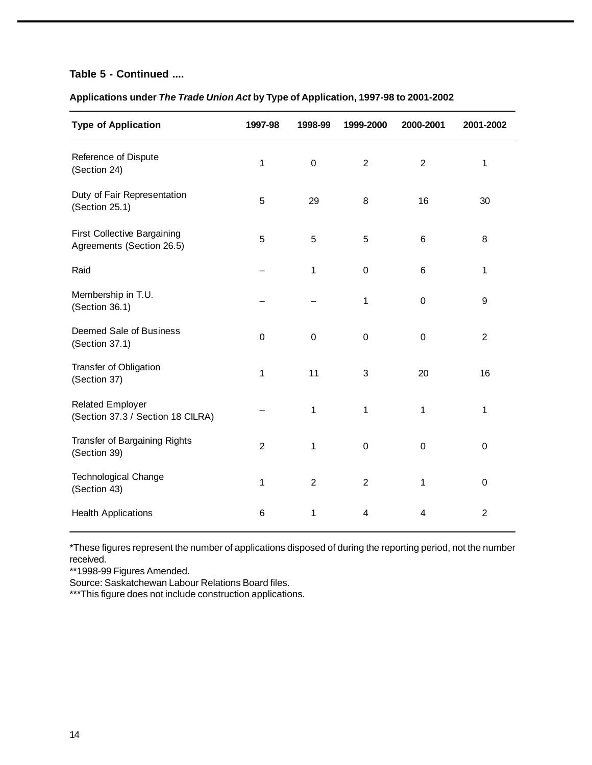**Table 5 - Continued ....**

**Applications under *The Trade Union Act* by Type of Application, 1997-98 to 2001-2002**

| Type of Application | 1997-98 | 1998-99 | 1999-2000 | 2000-2001 | 2001-2002 |
|---|---|---|---|---|---|
| Reference of Dispute (Section 24) | 1 | 0 | 2 | 2 | 1 |
| Duty of Fair Representation (Section 25.1) | 5 | 29 | 8 | 16 | 30 |
| First Collective Bargaining Agreements (Section 26.5) | 5 | 5 | 5 | 6 | 8 |
| Raid | – | 1 | 0 | 6 | 1 |
| Membership in T.U. (Section 36.1) | – | – | 1 | 0 | 9 |
| Deemed Sale of Business (Section 37.1) | 0 | 0 | 0 | 0 | 2 |
| Transfer of Obligation (Section 37) | 1 | 11 | 3 | 20 | 16 |
| Related Employer (Section 37.3 / Section 18 CILRA) | – | 1 | 1 | 1 | 1 |
| Transfer of Bargaining Rights (Section 39) | 2 | 1 | 0 | 0 | 0 |
| Technological Change (Section 43) | 1 | 2 | 2 | 1 | 0 |
| Health Applications | 6 | 1 | 4 | 4 | 2 |

*These figures represent the number of applications disposed of during the reporting period, not the number received.
**1998-99 Figures Amended.
Source: Saskatchewan Labour Relations Board files.
***This figure does not include construction applications.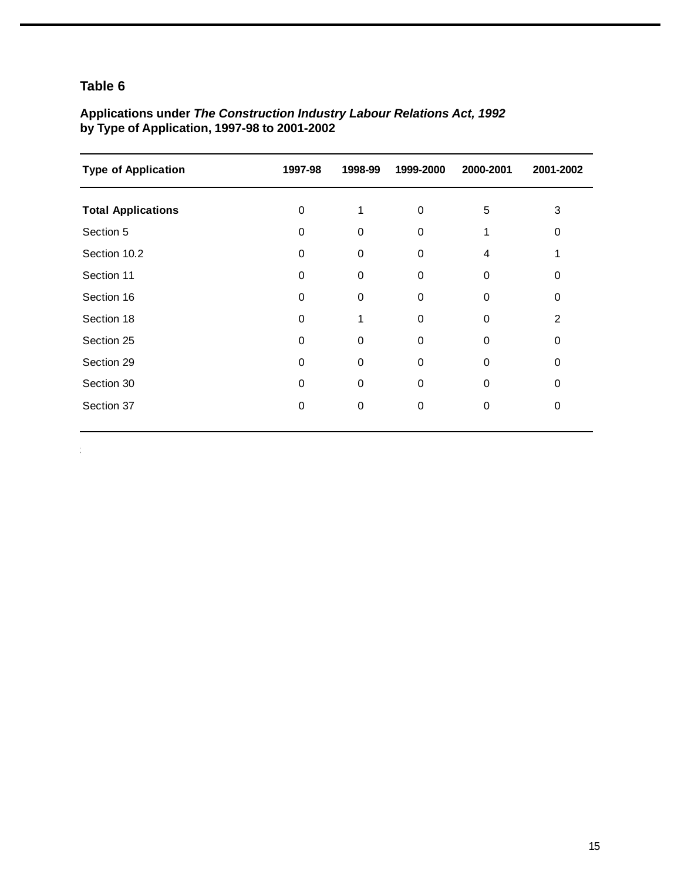## Table 6

**Applications under *The Construction Industry Labour Relations Act, 1992* by Type of Application, 1997-98 to 2001-2002**

| Type of Application | 1997-98 | 1998-99 | 1999-2000 | 2000-2001 | 2001-2002 |
|---|---|---|---|---|---|
| **Total Applications** | 0 | 1 | 0 | 5 | 3 |
| Section 5 | 0 | 0 | 0 | 1 | 0 |
| Section 10.2 | 0 | 0 | 0 | 4 | 1 |
| Section 11 | 0 | 0 | 0 | 0 | 0 |
| Section 16 | 0 | 0 | 0 | 0 | 0 |
| Section 18 | 0 | 1 | 0 | 0 | 2 |
| Section 25 | 0 | 0 | 0 | 0 | 0 |
| Section 29 | 0 | 0 | 0 | 0 | 0 |
| Section 30 | 0 | 0 | 0 | 0 | 0 |
| Section 37 | 0 | 0 | 0 | 0 | 0 |